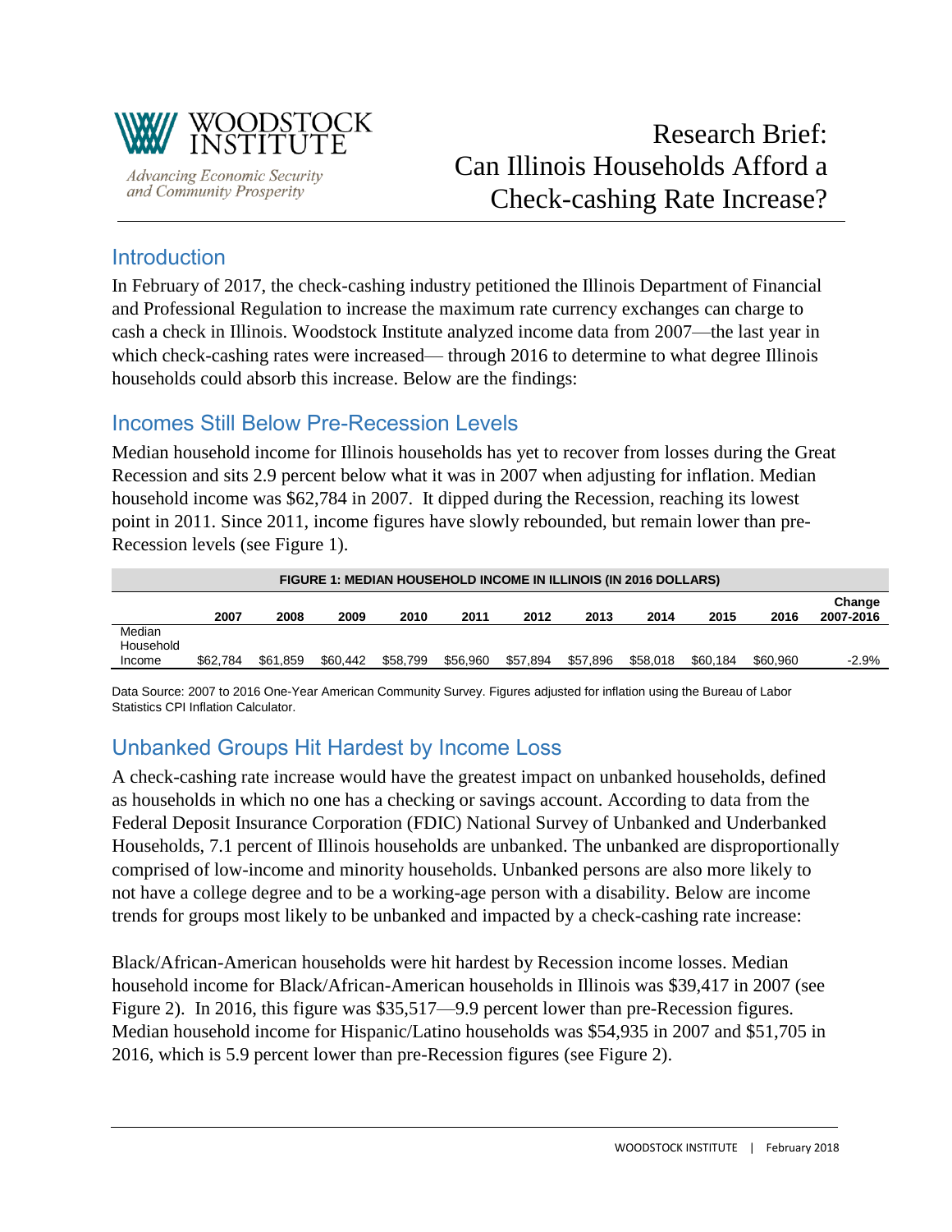WOODSTOCK INSTITUTE

*Advancing Economic Security and Community Prosperity*

# Research Brief: Can Illinois Households Afford a Check-cashing Rate Increase?

## Introduction

In February of 2017, the check-cashing industry petitioned the Illinois Department of Financial and Professional Regulation to increase the maximum rate currency exchanges can charge to cash a check in Illinois. Woodstock Institute analyzed income data from 2007—the last year in which check-cashing rates were increased— through 2016 to determine to what degree Illinois households could absorb this increase. Below are the findings:

## Incomes Still Below Pre-Recession Levels

Median household income for Illinois households has yet to recover from losses during the Great Recession and sits 2.9 percent below what it was in 2007 when adjusting for inflation. Median household income was $62,784 in 2007. It dipped during the Recession, reaching its lowest point in 2011. Since 2011, income figures have slowly rebounded, but remain lower than pre-Recession levels (see Figure 1).

**FIGURE 1: MEDIAN HOUSEHOLD INCOME IN ILLINOIS (IN 2016 DOLLARS)**

| | 2007 | 2008 | 2009 | 2010 | 2011 | 2012 | 2013 | 2014 | 2015 | 2016 | Change 2007-2016 |
|---|---|---|---|---|---|---|---|---|---|---|---|
| Median Household Income | $62,784 | $61,859 | $60,442 | $58,799 | $56,960 | $57,894 | $57,896 | $58,018 | $60,184 | $60,960 | -2.9% |

Data Source: 2007 to 2016 One-Year American Community Survey. Figures adjusted for inflation using the Bureau of Labor Statistics CPI Inflation Calculator.

## Unbanked Groups Hit Hardest by Income Loss

A check-cashing rate increase would have the greatest impact on unbanked households, defined as households in which no one has a checking or savings account. According to data from the Federal Deposit Insurance Corporation (FDIC) National Survey of Unbanked and Underbanked Households, 7.1 percent of Illinois households are unbanked. The unbanked are disproportionally comprised of low-income and minority households. Unbanked persons are also more likely to not have a college degree and to be a working-age person with a disability. Below are income trends for groups most likely to be unbanked and impacted by a check-cashing rate increase:

Black/African-American households were hit hardest by Recession income losses. Median household income for Black/African-American households in Illinois was $39,417 in 2007 (see Figure 2). In 2016, this figure was $35,517—9.9 percent lower than pre-Recession figures. Median household income for Hispanic/Latino households was $54,935 in 2007 and $51,705 in 2016, which is 5.9 percent lower than pre-Recession figures (see Figure 2).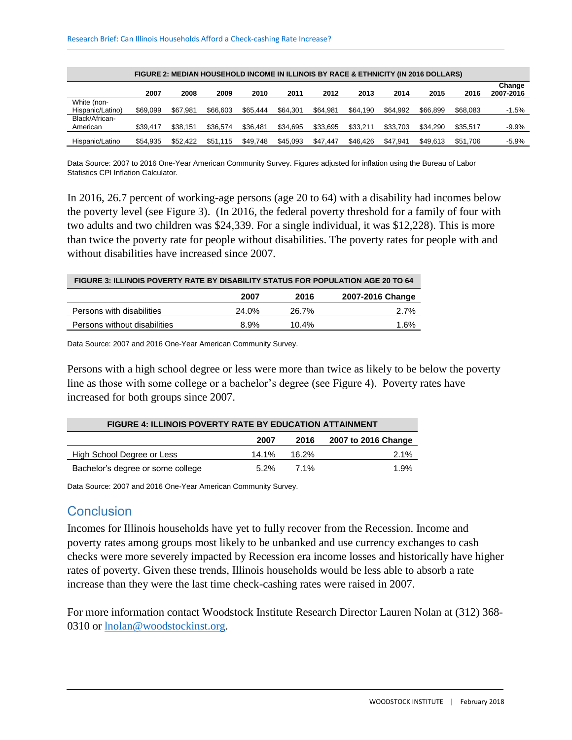| FIGURE 2: MEDIAN HOUSEHOLD INCOME IN ILLINOIS BY RACE & ETHNICITY (IN 2016 DOLLARS) | | | | | | | | | | | |
|---|---|---|---|---|---|---|---|---|---|---|---|
| | 2007 | 2008 | 2009 | 2010 | 2011 | 2012 | 2013 | 2014 | 2015 | 2016 | Change 2007-2016 |
| White (non-Hispanic/Latino) | $69,099 | $67,981 | $66,603 | $65,444 | $64,301 | $64,981 | $64,190 | $64,992 | $66,899 | $68,083 | -1.5% |
| Black/African-American | $39,417 | $38,151 | $36,574 | $36,481 | $34,695 | $33,695 | $33,211 | $33,703 | $34,290 | $35,517 | -9.9% |
| Hispanic/Latino | $54,935 | $52,422 | $51,115 | $49,748 | $45,093 | $47,447 | $46,426 | $47,941 | $49,613 | $51,706 | -5.9% |

Data Source: 2007 to 2016 One-Year American Community Survey. Figures adjusted for inflation using the Bureau of Labor Statistics CPI Inflation Calculator.

In 2016, 26.7 percent of working-age persons (age 20 to 64) with a disability had incomes below the poverty level (see Figure 3). (In 2016, the federal poverty threshold for a family of four with two adults and two children was $24,339. For a single individual, it was $12,228). This is more than twice the poverty rate for people without disabilities. The poverty rates for people with and without disabilities have increased since 2007.

| FIGURE 3: ILLINOIS POVERTY RATE BY DISABILITY STATUS FOR POPULATION AGE 20 TO 64 | | | |
|---|---|---|---|
| | 2007 | 2016 | 2007-2016 Change |
| Persons with disabilities | 24.0% | 26.7% | 2.7% |
| Persons without disabilities | 8.9% | 10.4% | 1.6% |

Data Source: 2007 and 2016 One-Year American Community Survey.

Persons with a high school degree or less were more than twice as likely to be below the poverty line as those with some college or a bachelor's degree (see Figure 4). Poverty rates have increased for both groups since 2007.

| FIGURE 4: ILLINOIS POVERTY RATE BY EDUCATION ATTAINMENT | | | |
|---|---|---|---|
| | 2007 | 2016 | 2007 to 2016 Change |
| High School Degree or Less | 14.1% | 16.2% | 2.1% |
| Bachelor's degree or some college | 5.2% | 7.1% | 1.9% |

Data Source: 2007 and 2016 One-Year American Community Survey.

## Conclusion

Incomes for Illinois households have yet to fully recover from the Recession. Income and poverty rates among groups most likely to be unbanked and use currency exchanges to cash checks were more severely impacted by Recession era income losses and historically have higher rates of poverty. Given these trends, Illinois households would be less able to absorb a rate increase than they were the last time check-cashing rates were raised in 2007.

For more information contact Woodstock Institute Research Director Lauren Nolan at (312) 368-0310 or lnolan@woodstockinst.org.